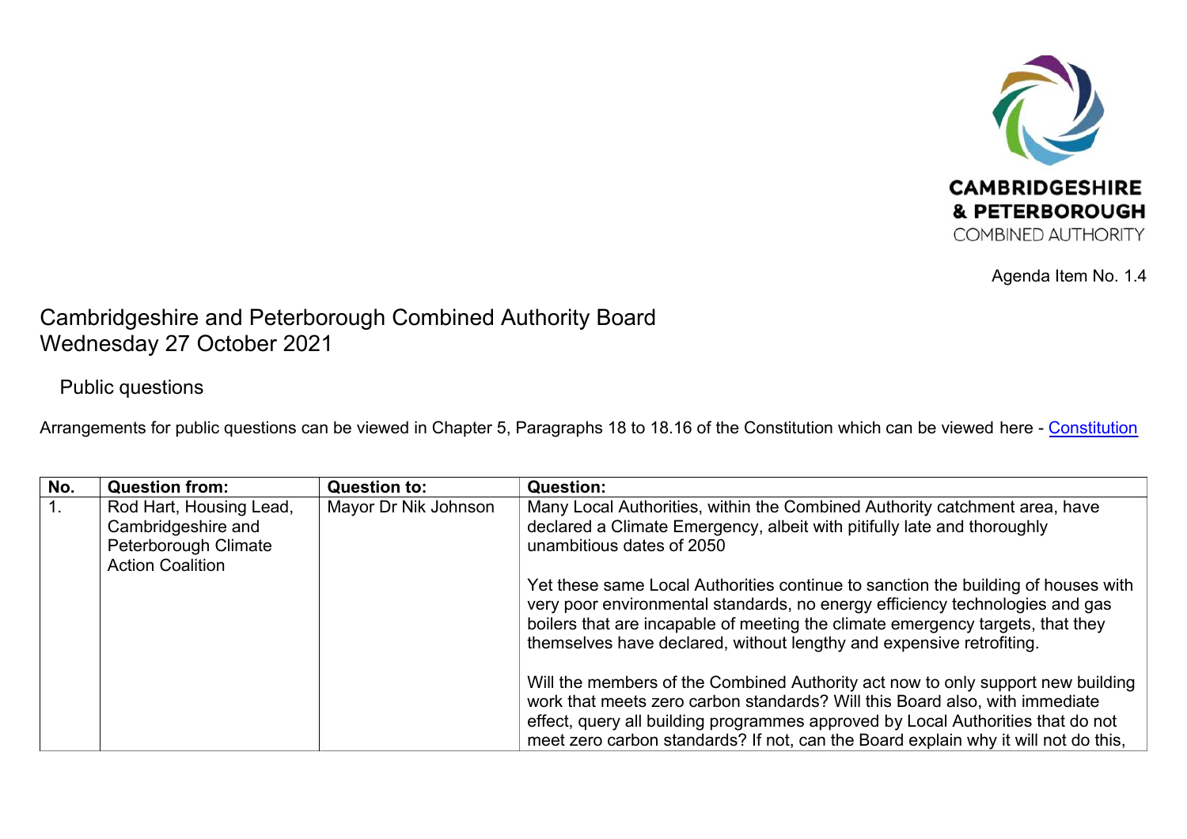CAMBRIDGESHIRE & PETERBOROUGH COMBINED AUTHORITY

Agenda Item No. 1.4

# Cambridgeshire and Peterborough Combined Authority Board
# Wednesday 27 October 2021

## Public questions

Arrangements for public questions can be viewed in Chapter 5, Paragraphs 18 to 18.16 of the Constitution which can be viewed here - [Constitution]

| No. | Question from: | Question to: | Question: |
|---|---|---|---|
| 1. | Rod Hart, Housing Lead, Cambridgeshire and Peterborough Climate Action Coalition | Mayor Dr Nik Johnson | Many Local Authorities, within the Combined Authority catchment area, have declared a Climate Emergency, albeit with pitifully late and thoroughly unambitious dates of 2050<br><br>Yet these same Local Authorities continue to sanction the building of houses with very poor environmental standards, no energy efficiency technologies and gas boilers that are incapable of meeting the climate emergency targets, that they themselves have declared, without lengthy and expensive retrofitting.<br><br>Will the members of the Combined Authority act now to only support new building work that meets zero carbon standards? Will this Board also, with immediate effect, query all building programmes approved by Local Authorities that do not meet zero carbon standards? If not, can the Board explain why it will not do this, |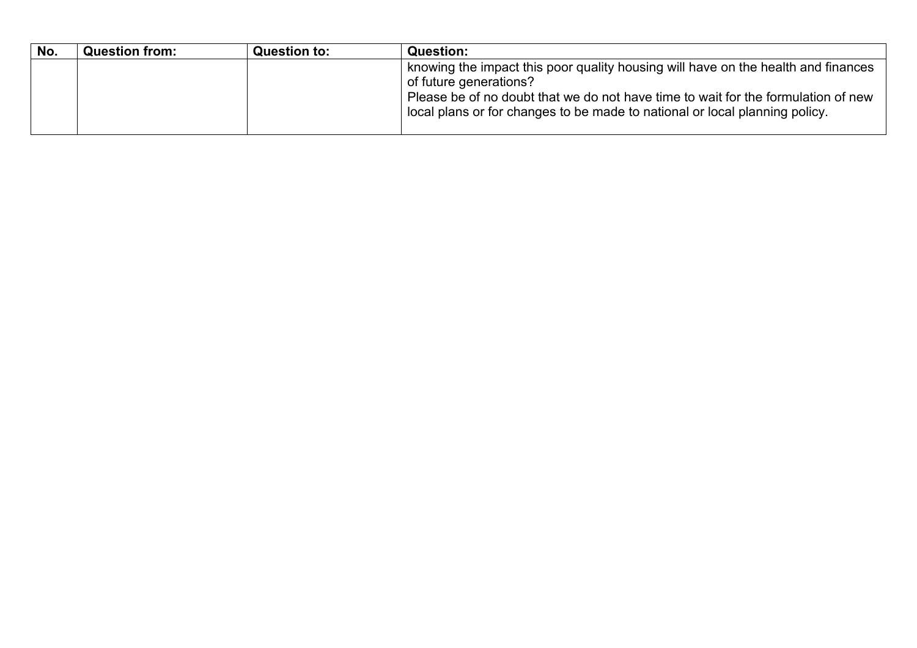| No. | Question from: | Question to: | Question: |
|---|---|---|---|
| | | | knowing the impact this poor quality housing will have on the health and finances of future generations?<br>Please be of no doubt that we do not have time to wait for the formulation of new local plans or for changes to be made to national or local planning policy. |